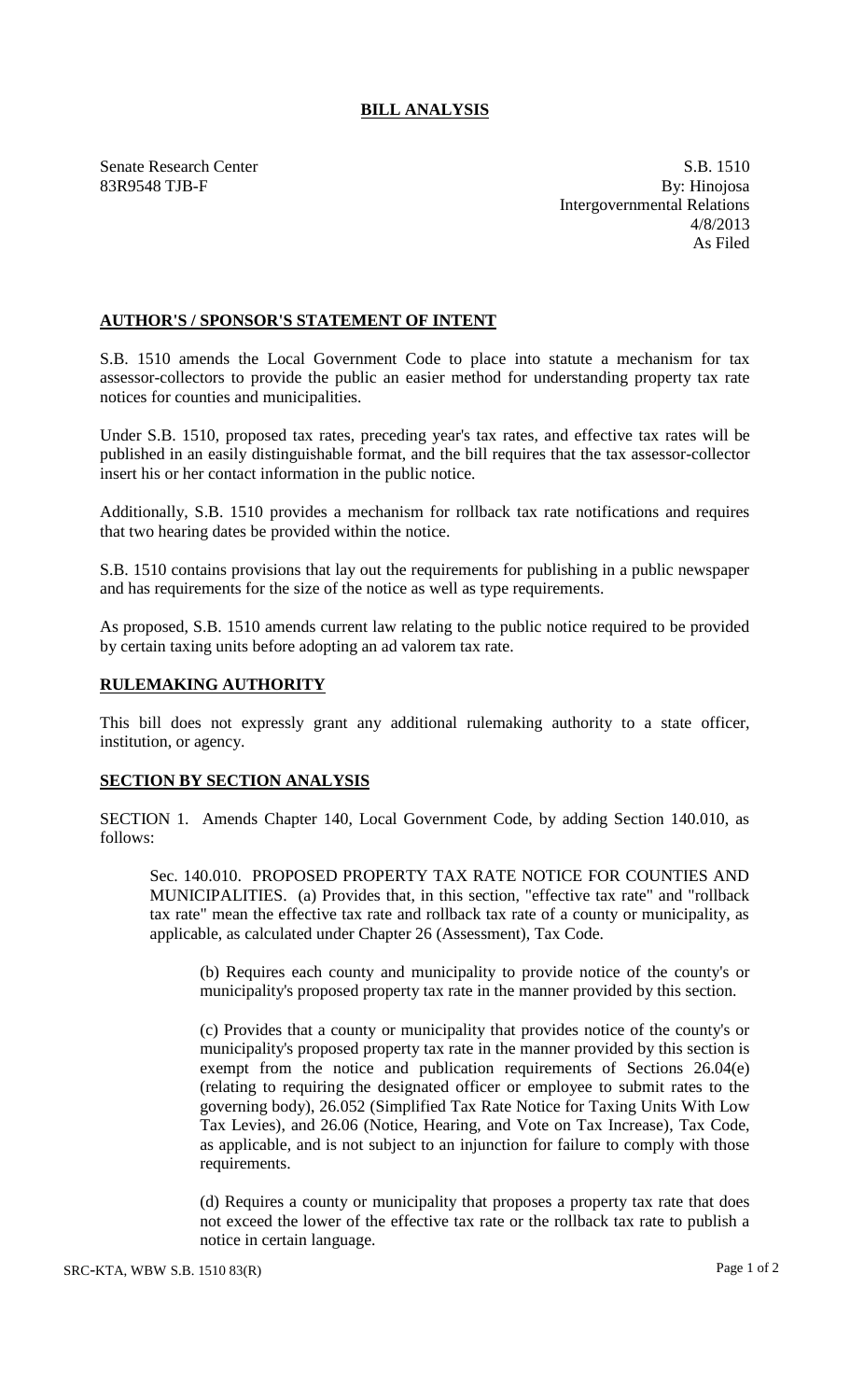# BILL ANALYSIS

Senate Research Center
83R9548 TJB-F

S.B. 1510
By: Hinojosa
Intergovernmental Relations
4/8/2013
As Filed

## AUTHOR'S / SPONSOR'S STATEMENT OF INTENT

S.B. 1510 amends the Local Government Code to place into statute a mechanism for tax assessor-collectors to provide the public an easier method for understanding property tax rate notices for counties and municipalities.

Under S.B. 1510, proposed tax rates, preceding year's tax rates, and effective tax rates will be published in an easily distinguishable format, and the bill requires that the tax assessor-collector insert his or her contact information in the public notice.

Additionally, S.B. 1510 provides a mechanism for rollback tax rate notifications and requires that two hearing dates be provided within the notice.

S.B. 1510 contains provisions that lay out the requirements for publishing in a public newspaper and has requirements for the size of the notice as well as type requirements.

As proposed, S.B. 1510 amends current law relating to the public notice required to be provided by certain taxing units before adopting an ad valorem tax rate.

## RULEMAKING AUTHORITY

This bill does not expressly grant any additional rulemaking authority to a state officer, institution, or agency.

## SECTION BY SECTION ANALYSIS

SECTION 1. Amends Chapter 140, Local Government Code, by adding Section 140.010, as follows:

Sec. 140.010. PROPOSED PROPERTY TAX RATE NOTICE FOR COUNTIES AND MUNICIPALITIES. (a) Provides that, in this section, "effective tax rate" and "rollback tax rate" mean the effective tax rate and rollback tax rate of a county or municipality, as applicable, as calculated under Chapter 26 (Assessment), Tax Code.

(b) Requires each county and municipality to provide notice of the county's or municipality's proposed property tax rate in the manner provided by this section.

(c) Provides that a county or municipality that provides notice of the county's or municipality's proposed property tax rate in the manner provided by this section is exempt from the notice and publication requirements of Sections 26.04(e) (relating to requiring the designated officer or employee to submit rates to the governing body), 26.052 (Simplified Tax Rate Notice for Taxing Units With Low Tax Levies), and 26.06 (Notice, Hearing, and Vote on Tax Increase), Tax Code, as applicable, and is not subject to an injunction for failure to comply with those requirements.

(d) Requires a county or municipality that proposes a property tax rate that does not exceed the lower of the effective tax rate or the rollback tax rate to publish a notice in certain language.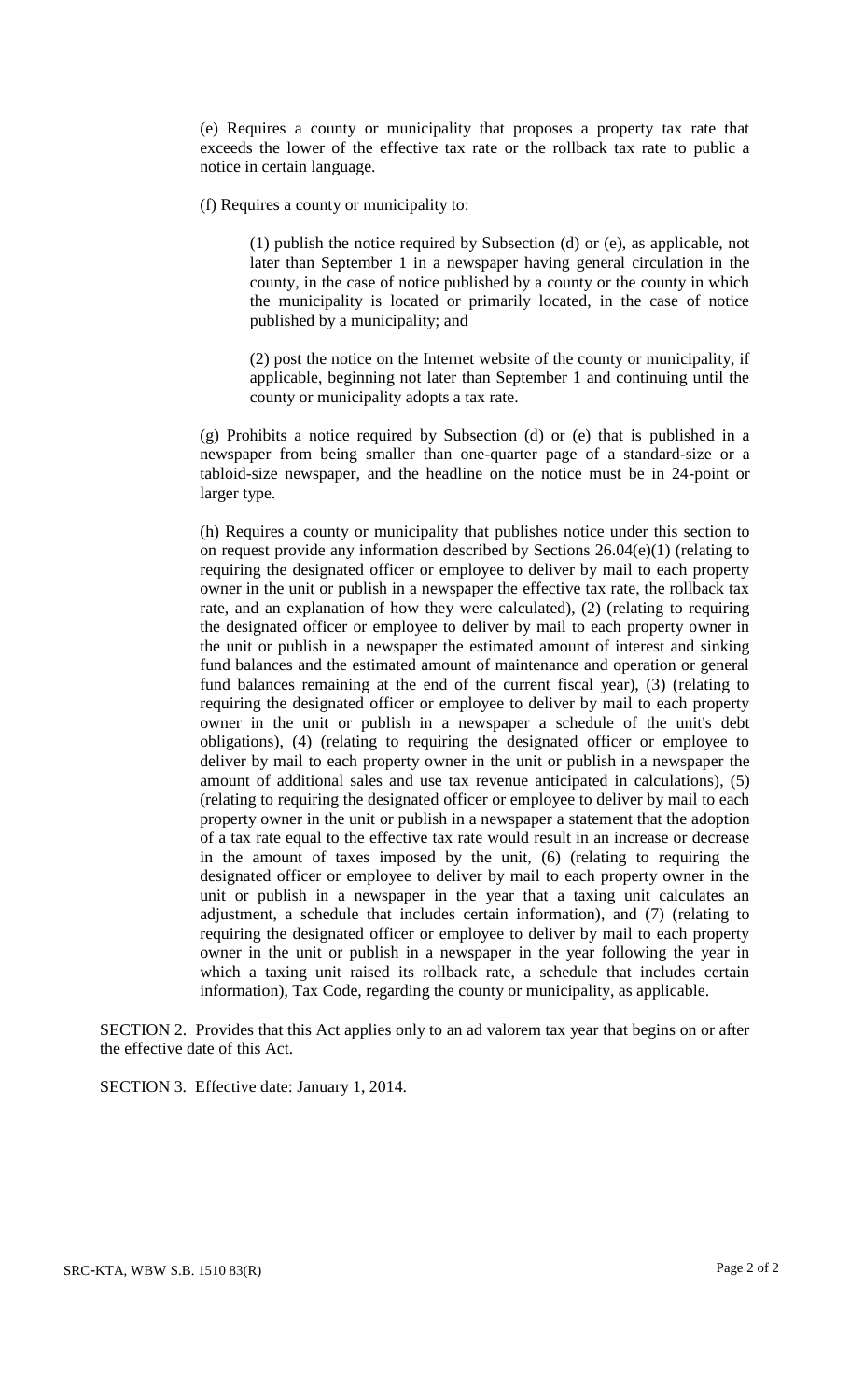(e) Requires a county or municipality that proposes a property tax rate that exceeds the lower of the effective tax rate or the rollback tax rate to public a notice in certain language.

(f) Requires a county or municipality to:

(1) publish the notice required by Subsection (d) or (e), as applicable, not later than September 1 in a newspaper having general circulation in the county, in the case of notice published by a county or the county in which the municipality is located or primarily located, in the case of notice published by a municipality; and

(2) post the notice on the Internet website of the county or municipality, if applicable, beginning not later than September 1 and continuing until the county or municipality adopts a tax rate.

(g) Prohibits a notice required by Subsection (d) or (e) that is published in a newspaper from being smaller than one-quarter page of a standard-size or a tabloid-size newspaper, and the headline on the notice must be in 24-point or larger type.

(h) Requires a county or municipality that publishes notice under this section to on request provide any information described by Sections 26.04(e)(1) (relating to requiring the designated officer or employee to deliver by mail to each property owner in the unit or publish in a newspaper the effective tax rate, the rollback tax rate, and an explanation of how they were calculated), (2) (relating to requiring the designated officer or employee to deliver by mail to each property owner in the unit or publish in a newspaper the estimated amount of interest and sinking fund balances and the estimated amount of maintenance and operation or general fund balances remaining at the end of the current fiscal year), (3) (relating to requiring the designated officer or employee to deliver by mail to each property owner in the unit or publish in a newspaper a schedule of the unit's debt obligations), (4) (relating to requiring the designated officer or employee to deliver by mail to each property owner in the unit or publish in a newspaper the amount of additional sales and use tax revenue anticipated in calculations), (5) (relating to requiring the designated officer or employee to deliver by mail to each property owner in the unit or publish in a newspaper a statement that the adoption of a tax rate equal to the effective tax rate would result in an increase or decrease in the amount of taxes imposed by the unit, (6) (relating to requiring the designated officer or employee to deliver by mail to each property owner in the unit or publish in a newspaper in the year that a taxing unit calculates an adjustment, a schedule that includes certain information), and (7) (relating to requiring the designated officer or employee to deliver by mail to each property owner in the unit or publish in a newspaper in the year following the year in which a taxing unit raised its rollback rate, a schedule that includes certain information), Tax Code, regarding the county or municipality, as applicable.

SECTION 2. Provides that this Act applies only to an ad valorem tax year that begins on or after the effective date of this Act.

SECTION 3. Effective date: January 1, 2014.